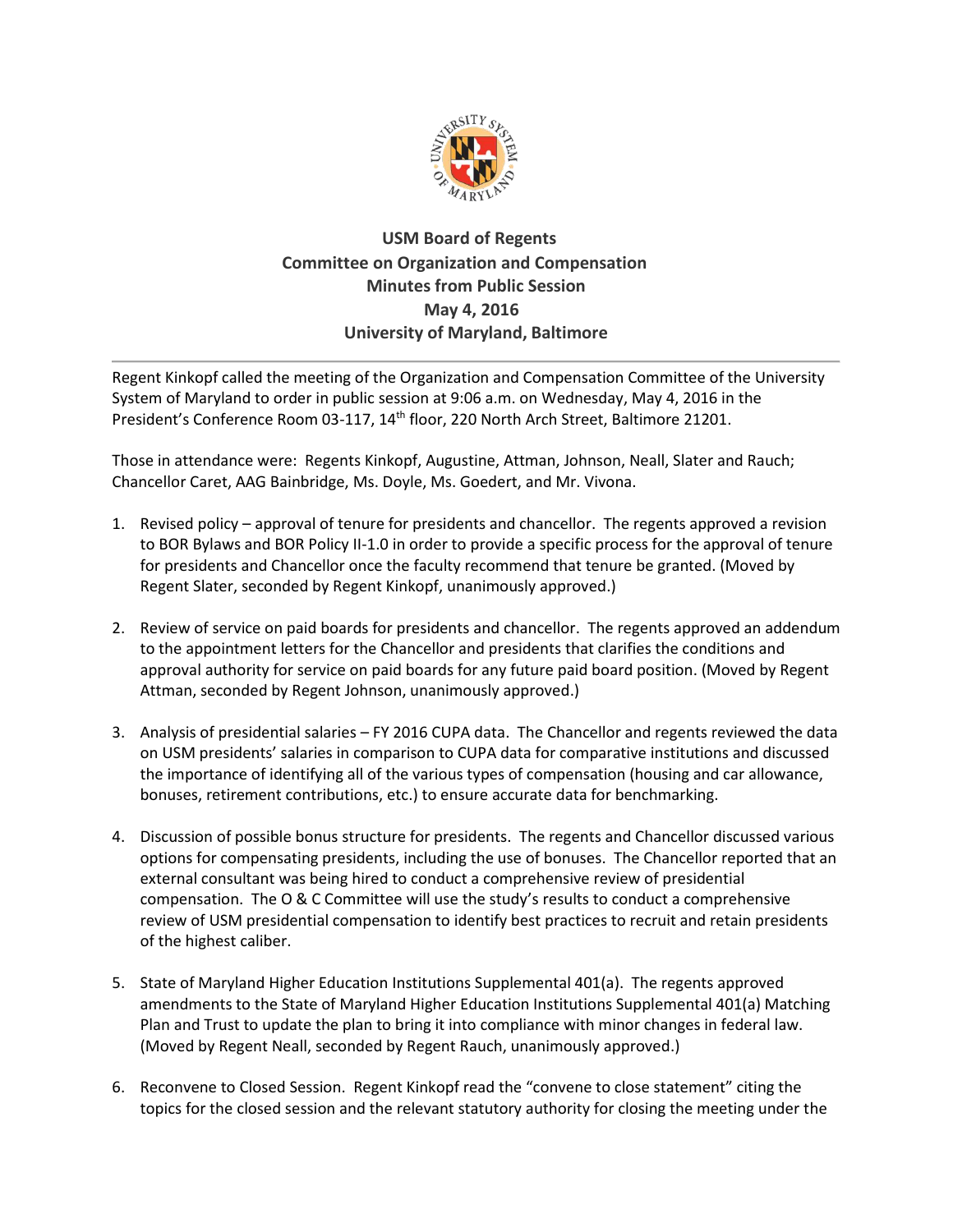**USM Board of Regents**
**Committee on Organization and Compensation**
**Minutes from Public Session**
**May 4, 2016**
**University of Maryland, Baltimore**

---

Regent Kinkopf called the meeting of the Organization and Compensation Committee of the University System of Maryland to order in public session at 9:06 a.m. on Wednesday, May 4, 2016 in the President's Conference Room 03-117, 14th floor, 220 North Arch Street, Baltimore 21201.

Those in attendance were: Regents Kinkopf, Augustine, Attman, Johnson, Neall, Slater and Rauch; Chancellor Caret, AAG Bainbridge, Ms. Doyle, Ms. Goedert, and Mr. Vivona.

1. Revised policy – approval of tenure for presidents and chancellor. The regents approved a revision to BOR Bylaws and BOR Policy II-1.0 in order to provide a specific process for the approval of tenure for presidents and Chancellor once the faculty recommend that tenure be granted. (Moved by Regent Slater, seconded by Regent Kinkopf, unanimously approved.)

2. Review of service on paid boards for presidents and chancellor. The regents approved an addendum to the appointment letters for the Chancellor and presidents that clarifies the conditions and approval authority for service on paid boards for any future paid board position. (Moved by Regent Attman, seconded by Regent Johnson, unanimously approved.)

3. Analysis of presidential salaries – FY 2016 CUPA data. The Chancellor and regents reviewed the data on USM presidents' salaries in comparison to CUPA data for comparative institutions and discussed the importance of identifying all of the various types of compensation (housing and car allowance, bonuses, retirement contributions, etc.) to ensure accurate data for benchmarking.

4. Discussion of possible bonus structure for presidents. The regents and Chancellor discussed various options for compensating presidents, including the use of bonuses. The Chancellor reported that an external consultant was being hired to conduct a comprehensive review of presidential compensation. The O & C Committee will use the study's results to conduct a comprehensive review of USM presidential compensation to identify best practices to recruit and retain presidents of the highest caliber.

5. State of Maryland Higher Education Institutions Supplemental 401(a). The regents approved amendments to the State of Maryland Higher Education Institutions Supplemental 401(a) Matching Plan and Trust to update the plan to bring it into compliance with minor changes in federal law. (Moved by Regent Neall, seconded by Regent Rauch, unanimously approved.)

6. Reconvene to Closed Session. Regent Kinkopf read the "convene to close statement" citing the topics for the closed session and the relevant statutory authority for closing the meeting under the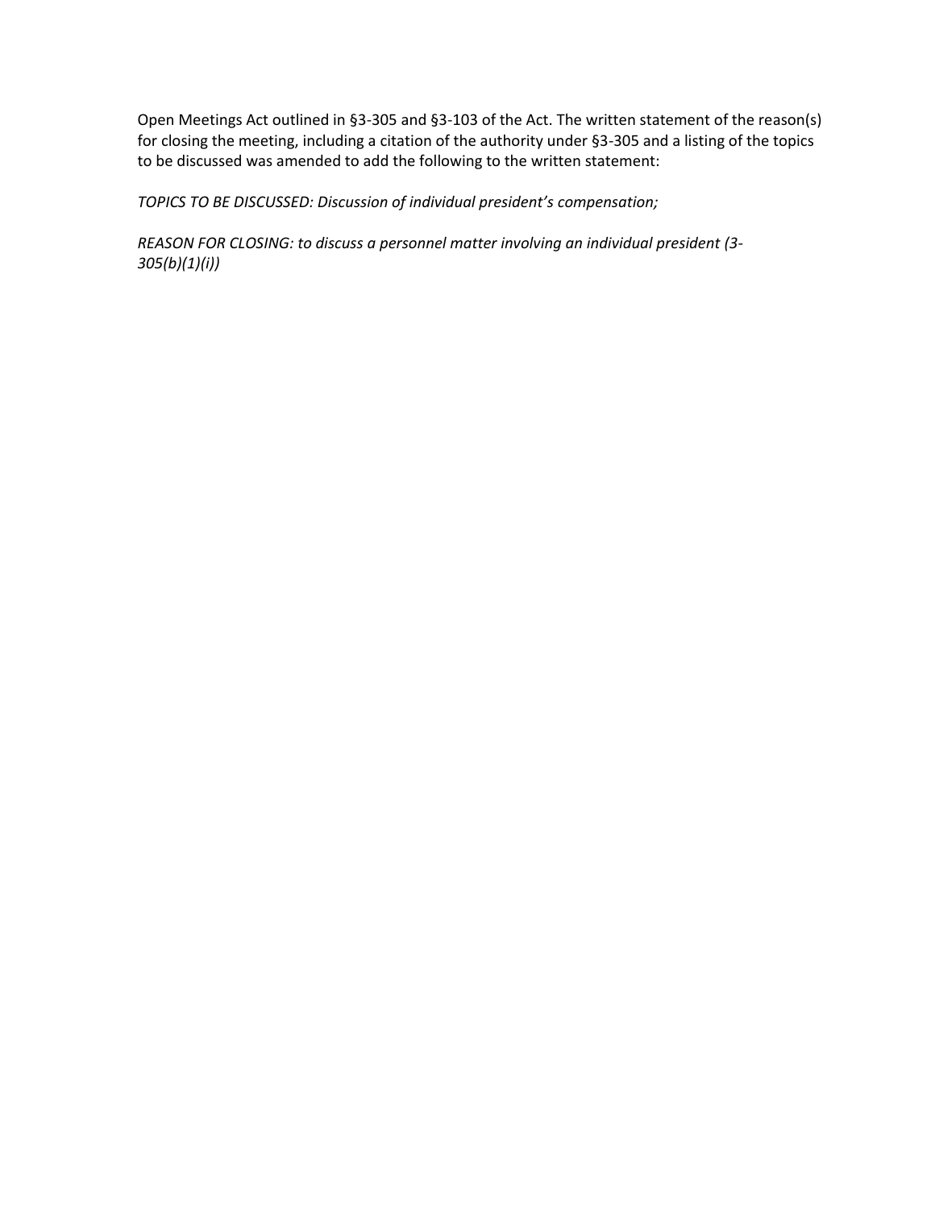Open Meetings Act outlined in §3-305 and §3-103 of the Act. The written statement of the reason(s) for closing the meeting, including a citation of the authority under §3-305 and a listing of the topics to be discussed was amended to add the following to the written statement:

*TOPICS TO BE DISCUSSED: Discussion of individual president's compensation;*

*REASON FOR CLOSING: to discuss a personnel matter involving an individual president (3-305(b)(1)(i))*